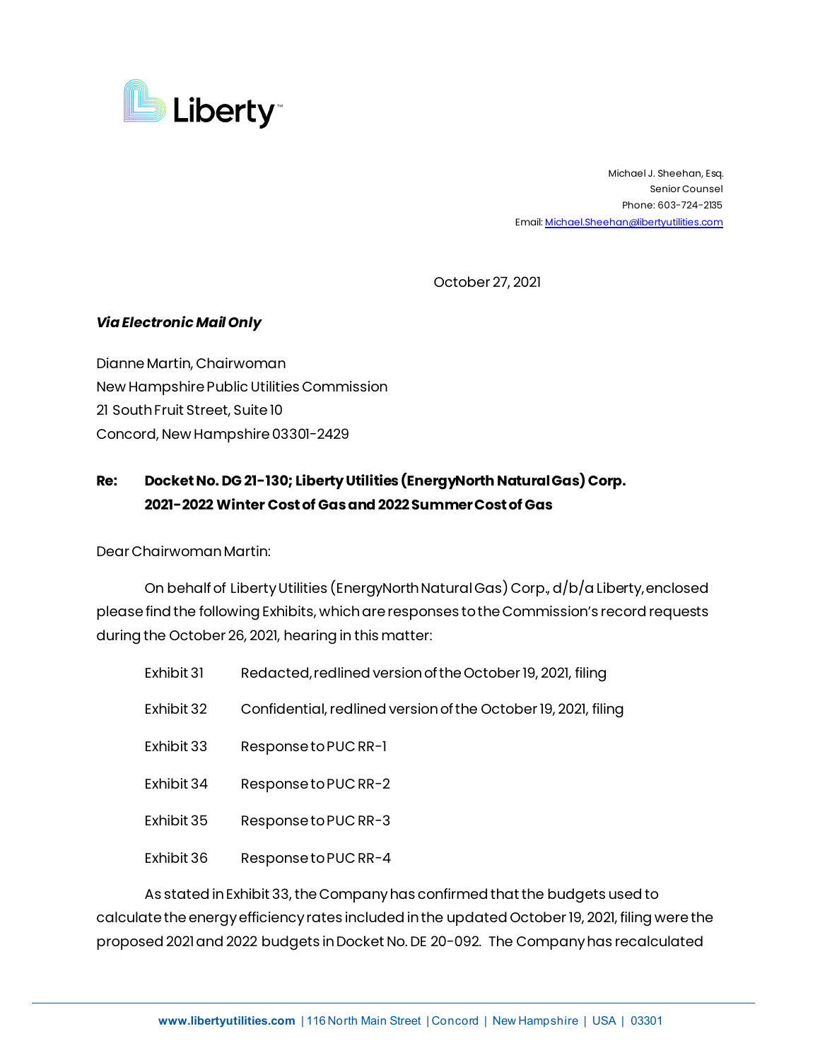Liberty

Michael J. Sheehan, Esq.
Senior Counsel
Phone: 603-724-2135
Email: Michael.Sheehan@libertyutilities.com

October 27, 2021

***Via Electronic Mail Only***

Dianne Martin, Chairwoman
New Hampshire Public Utilities Commission
21 South Fruit Street, Suite 10
Concord, New Hampshire 03301-2429

**Re: Docket No. DG 21-130; Liberty Utilities (EnergyNorth Natural Gas) Corp. 2021-2022 Winter Cost of Gas and 2022 Summer Cost of Gas**

Dear Chairwoman Martin:

On behalf of Liberty Utilities (EnergyNorth Natural Gas) Corp., d/b/a Liberty, enclosed please find the following Exhibits, which are responses to the Commission's record requests during the October 26, 2021, hearing in this matter:

| | |
|---|---|
| Exhibit 31 | Redacted, redlined version of the October 19, 2021, filing |
| Exhibit 32 | Confidential, redlined version of the October 19, 2021, filing |
| Exhibit 33 | Response to PUC RR-1 |
| Exhibit 34 | Response to PUC RR-2 |
| Exhibit 35 | Response to PUC RR-3 |
| Exhibit 36 | Response to PUC RR-4 |

As stated in Exhibit 33, the Company has confirmed that the budgets used to calculate the energy efficiency rates included in the updated October 19, 2021, filing were the proposed 2021 and 2022 budgets in Docket No. DE 20-092. The Company has recalculated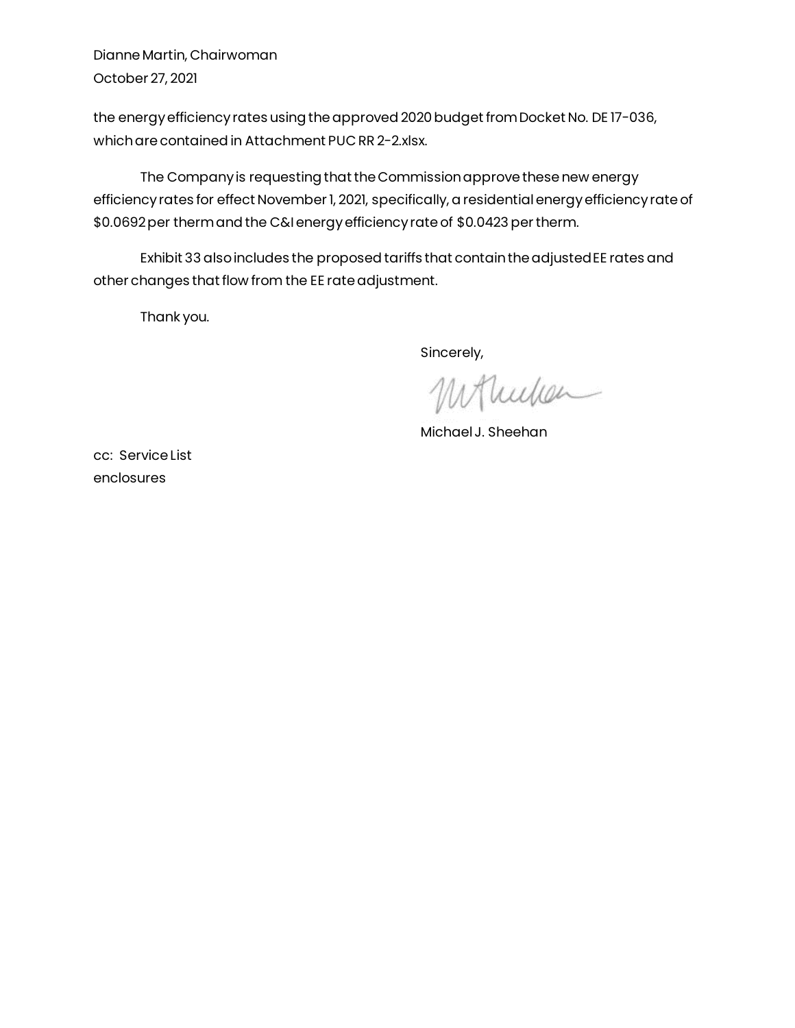the energy efficiency rates using the approved 2020 budget from Docket No. DE 17-036, which are contained in Attachment PUC RR 2-2.xlsx.

The Company is requesting that the Commission approve these new energy efficiency rates for effect November 1, 2021, specifically, a residential energy efficiency rate of $0.0692 per therm and the C&I energy efficiency rate of $0.0423 per therm.

Exhibit 33 also includes the proposed tariffs that contain the adjusted EE rates and other changes that flow from the EE rate adjustment.

Thank you.

Sincerely,

Michael J. Sheehan

cc: Service List
enclosures